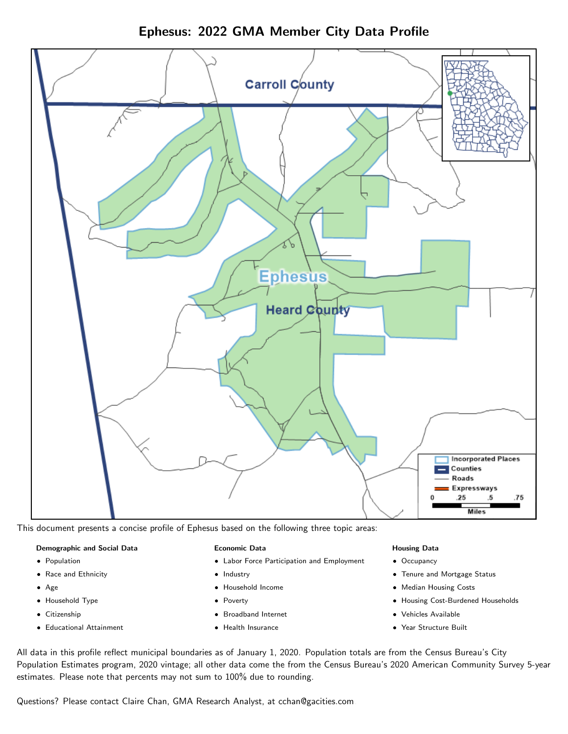# Ephesus: 2022 GMA Member City Data Profile

This document presents a concise profile of Ephesus based on the following three topic areas:

**Demographic and Social Data**

- Population
- Race and Ethnicity
- Age
- Household Type
- Citizenship
- Educational Attainment

**Economic Data**

- Labor Force Participation and Employment
- Industry
- Household Income
- Poverty
- Broadband Internet
- Health Insurance

**Housing Data**

- Occupancy
- Tenure and Mortgage Status
- Median Housing Costs
- Housing Cost-Burdened Households
- Vehicles Available
- Year Structure Built

All data in this profile reflect municipal boundaries as of January 1, 2020. Population totals are from the Census Bureau's City Population Estimates program, 2020 vintage; all other data come the from the Census Bureau's 2020 American Community Survey 5-year estimates. Please note that percents may not sum to 100% due to rounding.

Questions? Please contact Claire Chan, GMA Research Analyst, at cchan@gacities.com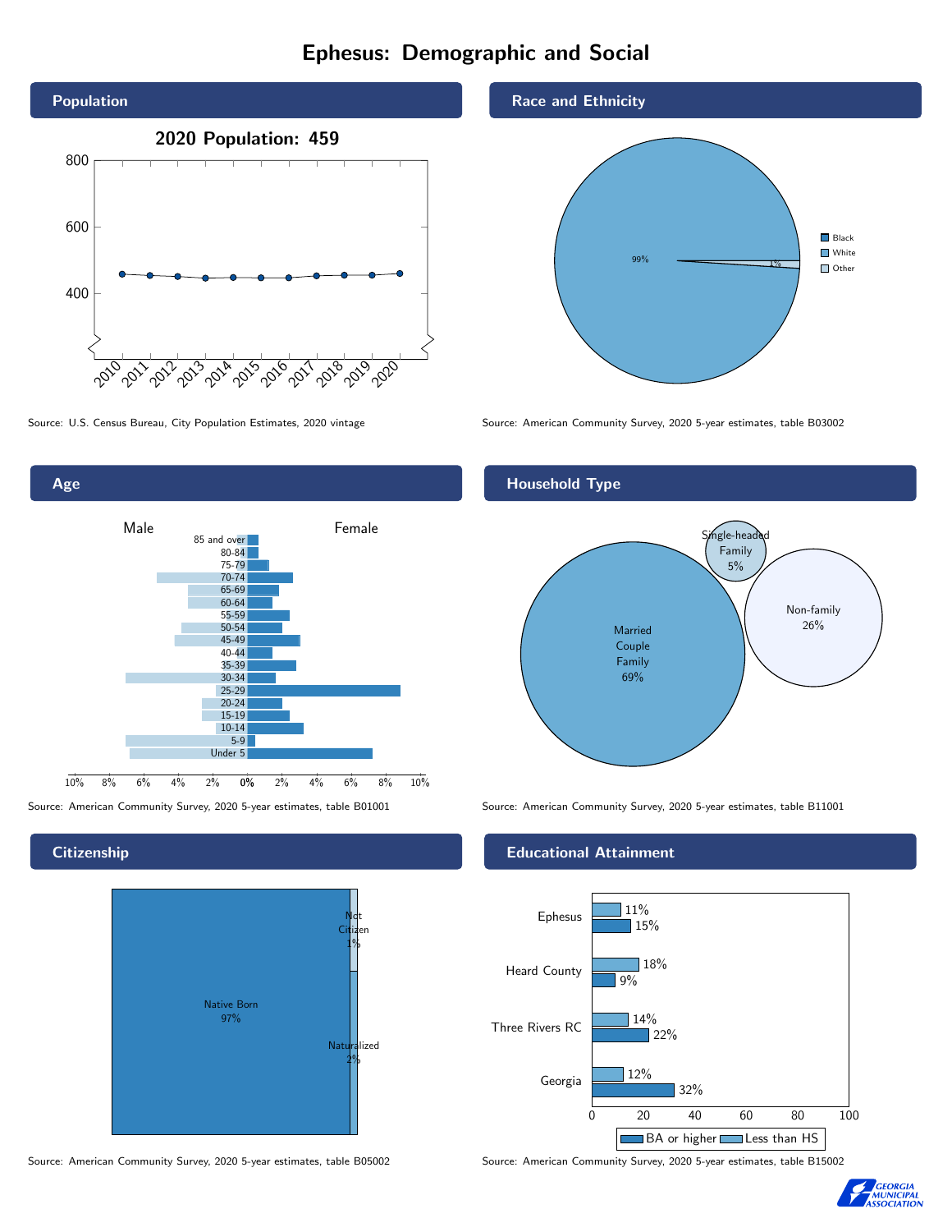# Ephesus: Demographic and Social

## Population

**2020 Population: 459**

Source: U.S. Census Bureau, City Population Estimates, 2020 vintage

## Race and Ethnicity

| | |
|---|---|
| White | 99% |
| Other | 1% |

Source: American Community Survey, 2020 5-year estimates, table B03002

## Age

Source: American Community Survey, 2020 5-year estimates, table B01001

## Household Type

| Household Type | Percent |
|---|---|
| Married Couple Family | 69% |
| Non-family | 26% |
| Single-headed Family | 5% |

Source: American Community Survey, 2020 5-year estimates, table B11001

## Citizenship

| Citizenship | Percent |
|---|---|
| Native Born | 97% |
| Naturalized | 2% |
| Not Citizen | 1% |

Source: American Community Survey, 2020 5-year estimates, table B05002

## Educational Attainment

| | Less than HS | BA or higher |
|---|---|---|
| Ephesus | 11% | 15% |
| Heard County | 18% | 9% |
| Three Rivers RC | 14% | 22% |
| Georgia | 12% | 32% |

Source: American Community Survey, 2020 5-year estimates, table B15002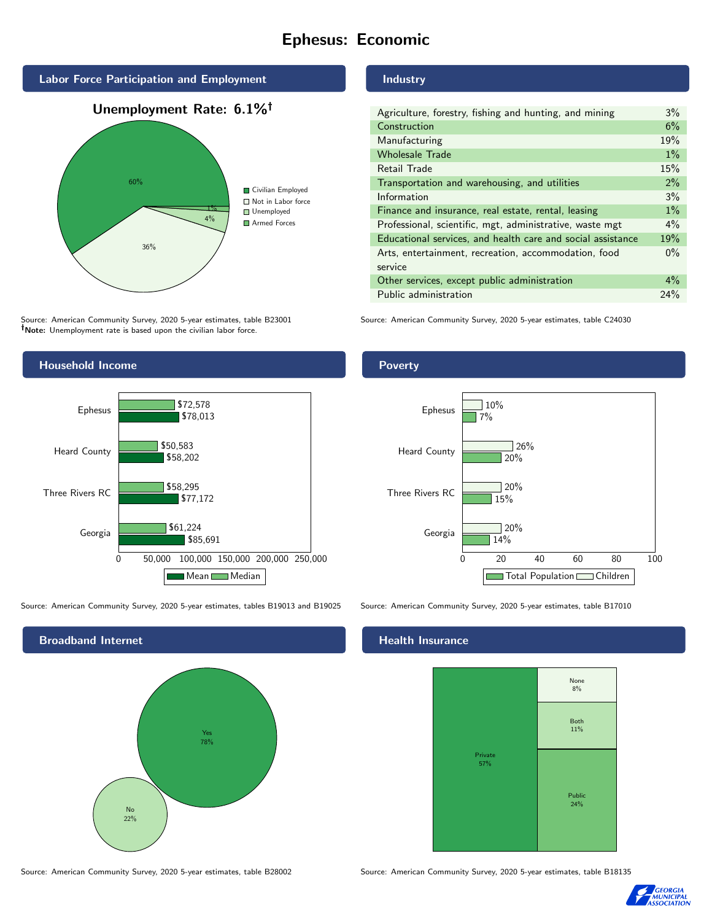# Ephesus: Economic

## Labor Force Participation and Employment

**Unemployment Rate: 6.1%†**

| Category | Percent |
|---|---|
| Civilian Employed | 60% |
| Not in Labor force | 36% |
| Unemployed | 4% |
| Armed Forces | 1% |

Source: American Community Survey, 2020 5-year estimates, table B23001
**†Note:** Unemployment rate is based upon the civilian labor force.

## Industry

| Industry | Percent |
|---|---|
| Agriculture, forestry, fishing and hunting, and mining | 3% |
| Construction | 6% |
| Manufacturing | 19% |
| Wholesale Trade | 1% |
| Retail Trade | 15% |
| Transportation and warehousing, and utilities | 2% |
| Information | 3% |
| Finance and insurance, real estate, rental, leasing | 1% |
| Professional, scientific, mgt, administrative, waste mgt | 4% |
| Educational services, and health care and social assistance | 19% |
| Arts, entertainment, recreation, accommodation, food service | 0% |
| Other services, except public administration | 4% |
| Public administration | 24% |

Source: American Community Survey, 2020 5-year estimates, table C24030

## Household Income

| | Median | Mean |
|---|---|---|
| Ephesus | $72,578 | $78,013 |
| Heard County | $50,583 | $58,202 |
| Three Rivers RC | $58,295 | $77,172 |
| Georgia | $61,224 | $85,691 |

Source: American Community Survey, 2020 5-year estimates, tables B19013 and B19025

## Poverty

| | Children | Total Population |
|---|---|---|
| Ephesus | 10% | 7% |
| Heard County | 26% | 20% |
| Three Rivers RC | 20% | 15% |
| Georgia | 20% | 14% |

Source: American Community Survey, 2020 5-year estimates, table B17010

## Broadband Internet

| | Percent |
|---|---|
| Yes | 78% |
| No | 22% |

Source: American Community Survey, 2020 5-year estimates, table B28002

## Health Insurance

| | Percent |
|---|---|
| Private | 57% |
| Public | 24% |
| Both | 11% |
| None | 8% |

Source: American Community Survey, 2020 5-year estimates, table B18135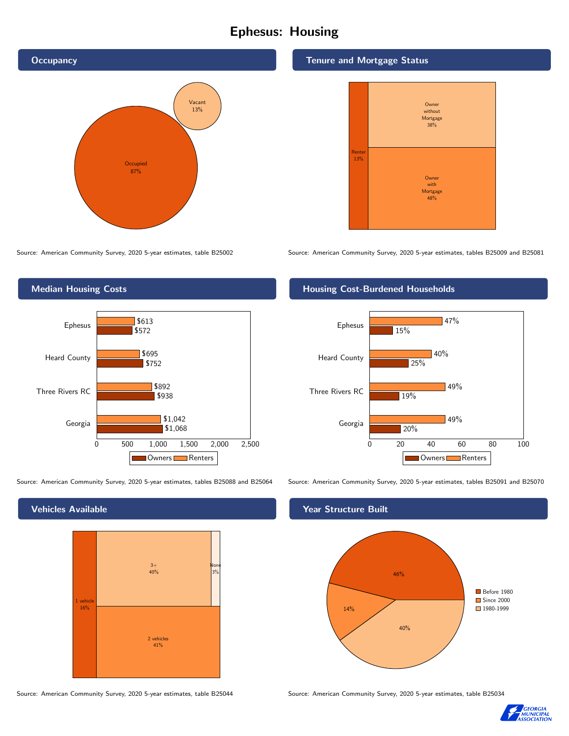# Ephesus: Housing

## Occupancy

Vacant
13%

Occupied
87%

Source: American Community Survey, 2020 5-year estimates, table B25002

## Tenure and Mortgage Status

Renter
13%

Owner
without
Mortgage
38%

Owner
with
Mortgage
48%

Source: American Community Survey, 2020 5-year estimates, tables B25009 and B25081

## Median Housing Costs

Ephesus
$613
$572

Heard County
$695
$752

Three Rivers RC
$892
$938

Georgia
$1,042
$1,068

0 500 1,000 1,500 2,000 2,500

Owners Renters

Source: American Community Survey, 2020 5-year estimates, tables B25088 and B25064

## Housing Cost-Burdened Households

Ephesus
47%
15%

Heard County
40%
25%

Three Rivers RC
49%
19%

Georgia
49%
20%

0 20 40 60 80 100

Owners Renters

Source: American Community Survey, 2020 5-year estimates, tables B25091 and B25070

## Vehicles Available

1 vehicle
16%

3+
40%

None
3%

2 vehicles
41%

Source: American Community Survey, 2020 5-year estimates, table B25044

## Year Structure Built

46%

14%

40%

Before 1980
Since 2000
1980-1999

Source: American Community Survey, 2020 5-year estimates, table B25034

GEORGIA MUNICIPAL ASSOCIATION